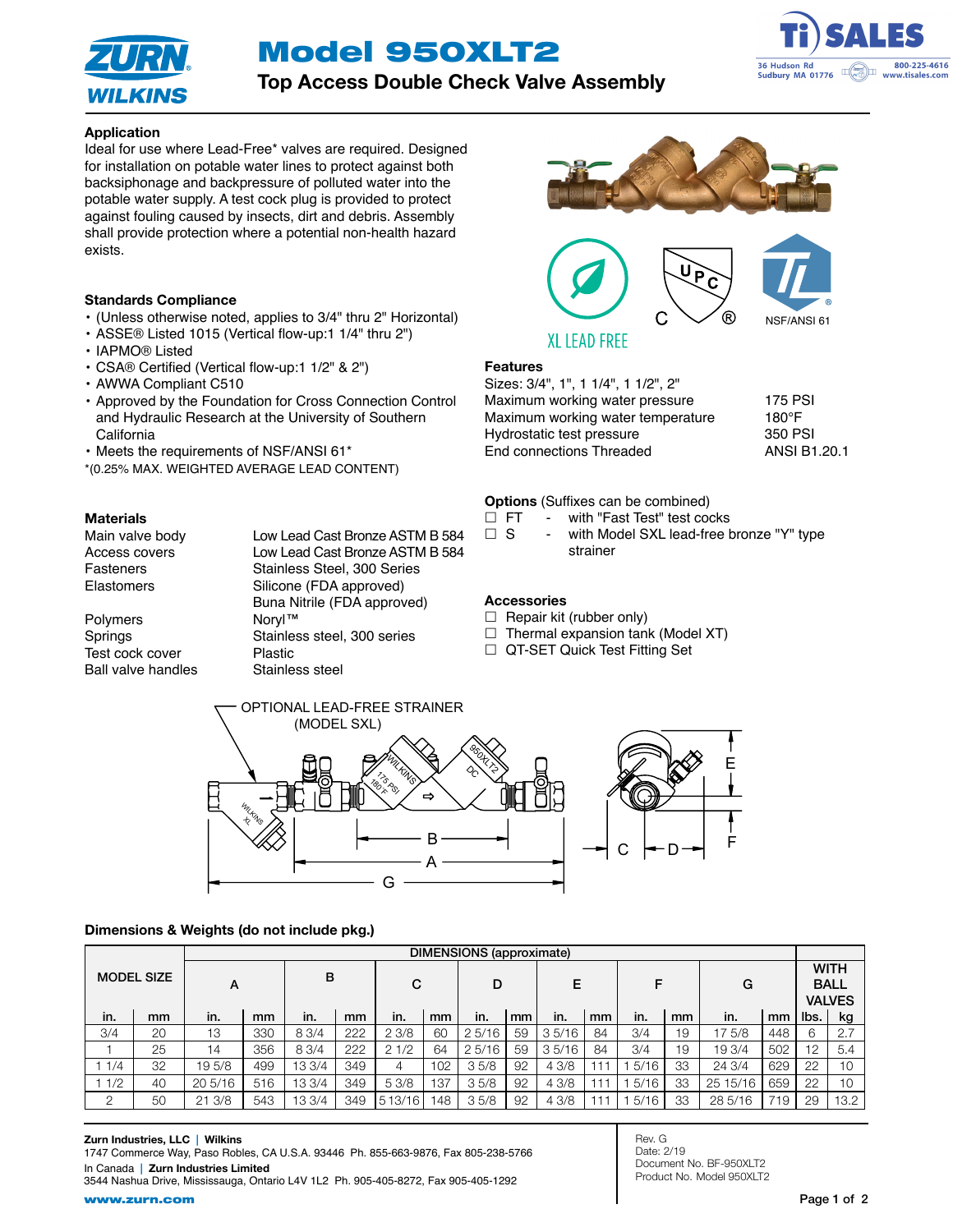# Model 950XLT2

## Top Access Double Check Valve Assembly

### Application

Ideal for use where Lead-Free* valves are required. Designed for installation on potable water lines to protect against both backsiphonage and backpressure of polluted water into the potable water supply. A test cock plug is provided to protect against fouling caused by insects, dirt and debris. Assembly shall provide protection where a potential non-health hazard exists.

### Standards Compliance

- (Unless otherwise noted, applies to 3/4" thru 2" Horizontal)
- ASSE® Listed 1015 (Vertical flow-up:1 1/4" thru 2")
- IAPMO® Listed
- CSA® Certified (Vertical flow-up:1 1/2" & 2")
- AWWA Compliant C510
- Approved by the Foundation for Cross Connection Control and Hydraulic Research at the University of Southern California
- Meets the requirements of NSF/ANSI 61*

*(0.25% MAX. WEIGHTED AVERAGE LEAD CONTENT)

XL LEAD FREE

NSF/ANSI 61

### Features

Sizes: 3/4", 1", 1 1/4", 1 1/2", 2"

| | |
|---|---|
| Maximum working water pressure | 175 PSI |
| Maximum working water temperature | 180°F |
| Hydrostatic test pressure | 350 PSI |
| End connections Threaded | ANSI B1.20.1 |

### Materials

| | |
|---|---|
| Main valve body | Low Lead Cast Bronze ASTM B 584 |
| Access covers | Low Lead Cast Bronze ASTM B 584 |
| Fasteners | Stainless Steel, 300 Series |
| Elastomers | Silicone (FDA approved) |
| | Buna Nitrile (FDA approved) |
| Polymers | Noryl™ |
| Springs | Stainless steel, 300 series |
| Test cock cover | Plastic |
| Ball valve handles | Stainless steel |

### Options (Suffixes can be combined)

- ☐ FT - with "Fast Test" test cocks
- ☐ S - with Model SXL lead-free bronze "Y" type strainer

### Accessories

- ☐ Repair kit (rubber only)
- ☐ Thermal expansion tank (Model XT)
- ☐ QT-SET Quick Test Fitting Set

OPTIONAL LEAD-FREE STRAINER (MODEL SXL)

### Dimensions & Weights (do not include pkg.)

| MODEL SIZE | | DIMENSIONS (approximate) | | | | | | | | | | | | | | WITH BALL VALVES | |
|---|---|---|---|---|---|---|---|---|---|---|---|---|---|---|---|---|---|
| | | A | | B | | C | | D | | E | | F | | G | | | |
| in. | mm | in. | mm | in. | mm | in. | mm | in. | mm | in. | mm | in. | mm | in. | mm | lbs. | kg |
| 3/4 | 20 | 13 | 330 | 8 3/4 | 222 | 2 3/8 | 60 | 2 5/16 | 59 | 3 5/16 | 84 | 3/4 | 19 | 17 5/8 | 448 | 6 | 2.7 |
| 1 | 25 | 14 | 356 | 8 3/4 | 222 | 2 1/2 | 64 | 2 5/16 | 59 | 3 5/16 | 84 | 3/4 | 19 | 19 3/4 | 502 | 12 | 5.4 |
| 1 1/4 | 32 | 19 5/8 | 499 | 13 3/4 | 349 | 4 | 102 | 3 5/8 | 92 | 4 3/8 | 111 | 1 5/16 | 33 | 24 3/4 | 629 | 22 | 10 |
| 1 1/2 | 40 | 20 5/16 | 516 | 13 3/4 | 349 | 5 3/8 | 137 | 3 5/8 | 92 | 4 3/8 | 111 | 1 5/16 | 33 | 25 15/16 | 659 | 22 | 10 |
| 2 | 50 | 21 3/8 | 543 | 13 3/4 | 349 | 5 13/16 | 148 | 3 5/8 | 92 | 4 3/8 | 111 | 1 5/16 | 33 | 28 5/16 | 719 | 29 | 13.2 |

**Zurn Industries, LLC | Wilkins**
1747 Commerce Way, Paso Robles, CA U.S.A. 93446 Ph. 855-663-9876, Fax 805-238-5766
In Canada | **Zurn Industries Limited**
3544 Nashua Drive, Mississauga, Ontario L4V 1L2 Ph. 905-405-8272, Fax 905-405-1292
www.zurn.com

Rev. G
Date: 2/19
Document No. BF-950XLT2
Product No. Model 950XLT2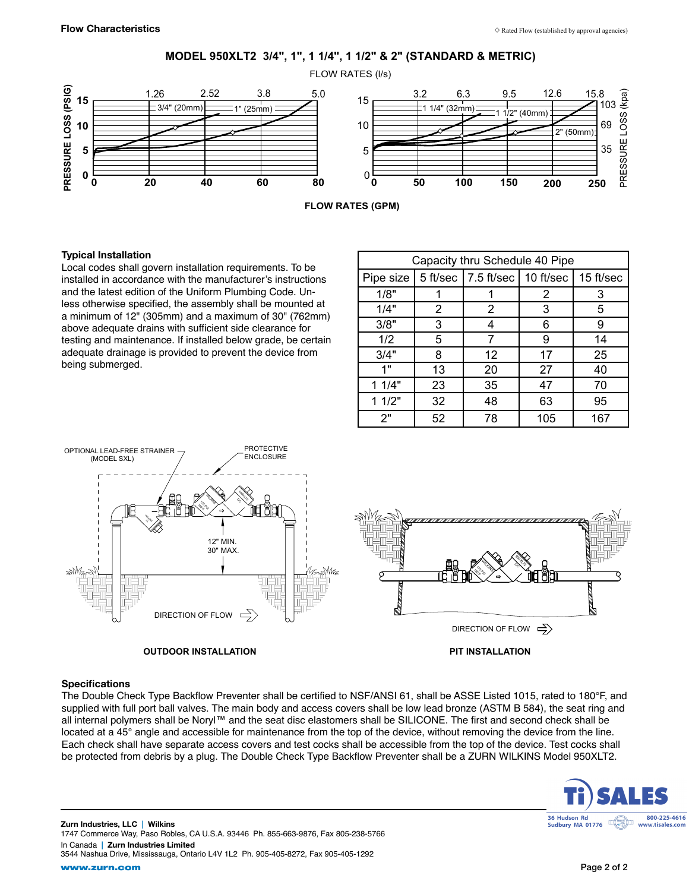## Flow Characteristics

◇ Rated Flow (established by approval agencies)

**MODEL 950XLT2 3/4", 1", 1 1/4", 1 1/2" & 2" (STANDARD & METRIC)**

FLOW RATES (l/s)

1.26 2.52 3.8 5.0

3.2 6.3 9.5 12.6 15.8

PRESSURE LOSS (PSIG)

15 10 5 0

3/4" (20mm)

1" (25mm)

0 20 40 60 80

1 1/4" (32mm)

1 1/2" (40mm)

2" (50mm)

0 50 100 150 200 250

103 69 35

PRESSURE LOSS (kpa)

**FLOW RATES (GPM)**

### Typical Installation

Local codes shall govern installation requirements. To be installed in accordance with the manufacturer's instructions and the latest edition of the Uniform Plumbing Code. Unless otherwise specified, the assembly shall be mounted at a minimum of 12" (305mm) and a maximum of 30" (762mm) above adequate drains with sufficient side clearance for testing and maintenance. If installed below grade, be certain adequate drainage is provided to prevent the device from being submerged.

| Capacity thru Schedule 40 Pipe | | | | |
|---|---|---|---|---|
| Pipe size | 5 ft/sec | 7.5 ft/sec | 10 ft/sec | 15 ft/sec |
| 1/8" | 1 | 1 | 2 | 3 |
| 1/4" | 2 | 2 | 3 | 5 |
| 3/8" | 3 | 4 | 6 | 9 |
| 1/2 | 5 | 7 | 9 | 14 |
| 3/4" | 8 | 12 | 17 | 25 |
| 1" | 13 | 20 | 27 | 40 |
| 1 1/4" | 23 | 35 | 47 | 70 |
| 1 1/2" | 32 | 48 | 63 | 95 |
| 2" | 52 | 78 | 105 | 167 |

OPTIONAL LEAD-FREE STRAINER (MODEL SXL)

PROTECTIVE ENCLOSURE

12" MIN. 30" MAX.

DIRECTION OF FLOW

**OUTDOOR INSTALLATION**

DIRECTION OF FLOW

**PIT INSTALLATION**

### Specifications

The Double Check Type Backflow Preventer shall be certified to NSF/ANSI 61, shall be ASSE Listed 1015, rated to 180°F, and supplied with full port ball valves. The main body and access covers shall be low lead bronze (ASTM B 584), the seat ring and all internal polymers shall be Noryl™ and the seat disc elastomers shall be SILICONE. The first and second check shall be located at a 45° angle and accessible for maintenance from the top of the device, without removing the device from the line. Each check shall have separate access covers and test cocks shall be accessible from the top of the device. Test cocks shall be protected from debris by a plug. The Double Check Type Backflow Preventer shall be a ZURN WILKINS Model 950XLT2.

TI SALES
36 Hudson Rd Sudbury MA 01776
800-225-4616 www.tisales.com

**Zurn Industries, LLC | Wilkins**
1747 Commerce Way, Paso Robles, CA U.S.A. 93446 Ph. 855-663-9876, Fax 805-238-5766
In Canada | **Zurn Industries Limited**
3544 Nashua Drive, Mississauga, Ontario L4V 1L2 Ph. 905-405-8272, Fax 905-405-1292

www.zurn.com